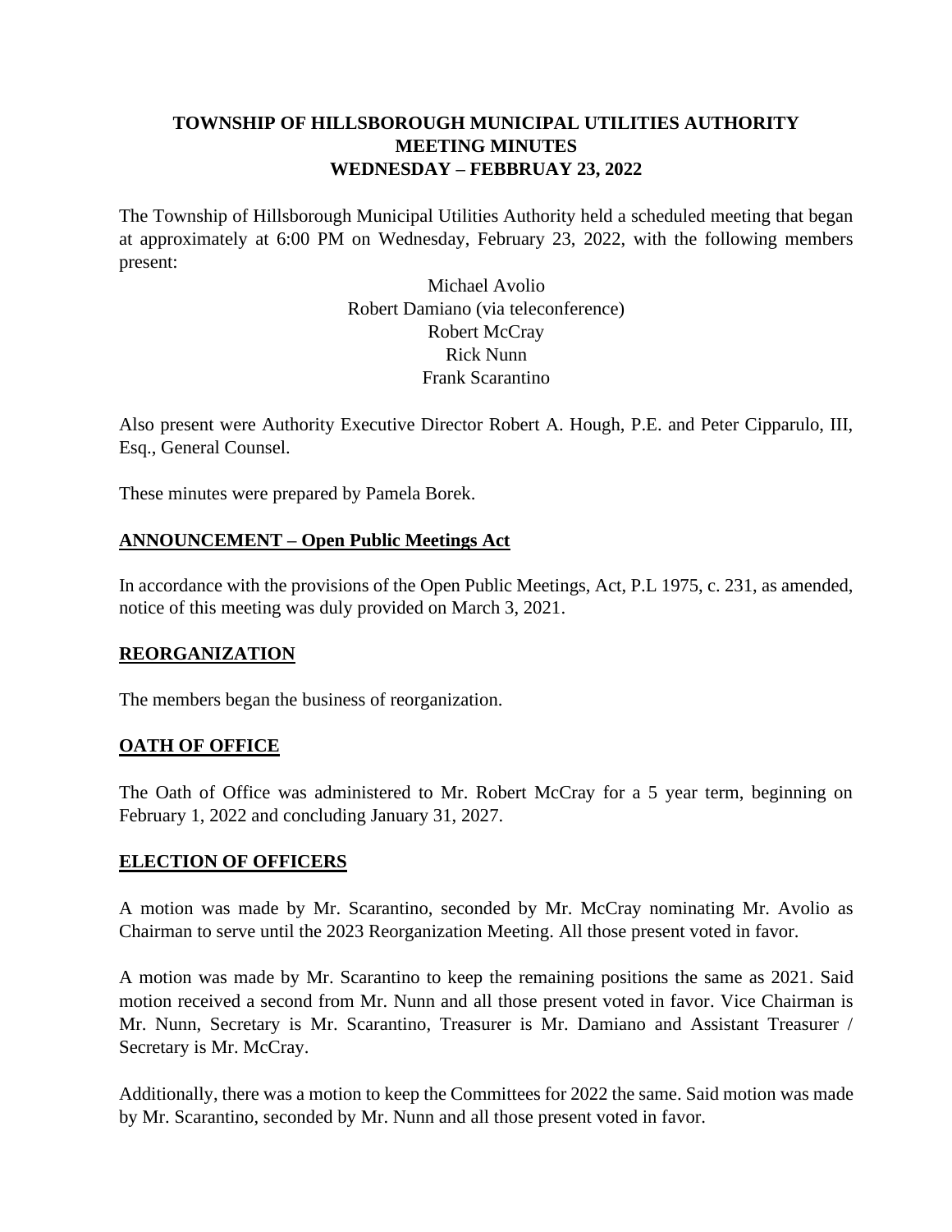# TOWNSHIP OF HILLSBOROUGH MUNICIPAL UTILITIES AUTHORITY
# MEETING MINUTES
# WEDNESDAY – FEBBRUAY 23, 2022

The Township of Hillsborough Municipal Utilities Authority held a scheduled meeting that began at approximately at 6:00 PM on Wednesday, February 23, 2022, with the following members present:

Michael Avolio
Robert Damiano (via teleconference)
Robert McCray
Rick Nunn
Frank Scarantino

Also present were Authority Executive Director Robert A. Hough, P.E. and Peter Cipparulo, III, Esq., General Counsel.

These minutes were prepared by Pamela Borek.

## ANNOUNCEMENT – Open Public Meetings Act

In accordance with the provisions of the Open Public Meetings, Act, P.L 1975, c. 231, as amended, notice of this meeting was duly provided on March 3, 2021.

## REORGANIZATION

The members began the business of reorganization.

## OATH OF OFFICE

The Oath of Office was administered to Mr. Robert McCray for a 5 year term, beginning on February 1, 2022 and concluding January 31, 2027.

## ELECTION OF OFFICERS

A motion was made by Mr. Scarantino, seconded by Mr. McCray nominating Mr. Avolio as Chairman to serve until the 2023 Reorganization Meeting. All those present voted in favor.

A motion was made by Mr. Scarantino to keep the remaining positions the same as 2021. Said motion received a second from Mr. Nunn and all those present voted in favor. Vice Chairman is Mr. Nunn, Secretary is Mr. Scarantino, Treasurer is Mr. Damiano and Assistant Treasurer / Secretary is Mr. McCray.

Additionally, there was a motion to keep the Committees for 2022 the same. Said motion was made by Mr. Scarantino, seconded by Mr. Nunn and all those present voted in favor.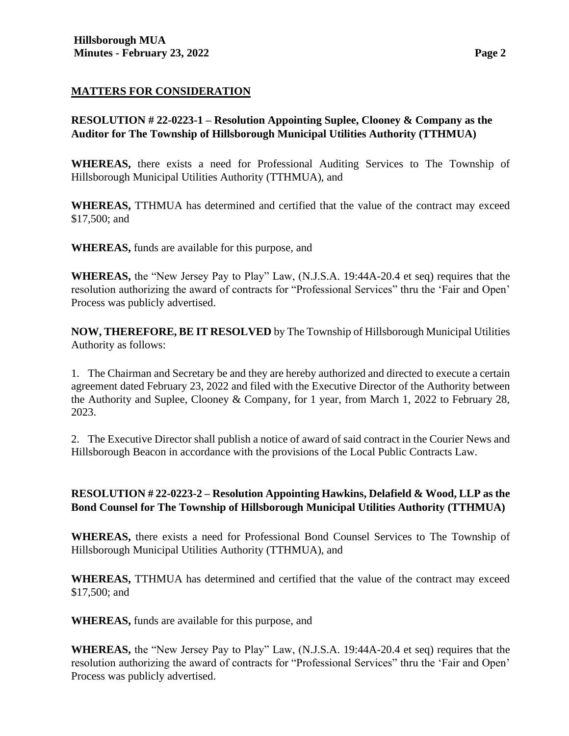## MATTERS FOR CONSIDERATION

**RESOLUTION # 22-0223-1 – Resolution Appointing Suplee, Clooney & Company as the Auditor for The Township of Hillsborough Municipal Utilities Authority (TTHMUA)**

**WHEREAS,** there exists a need for Professional Auditing Services to The Township of Hillsborough Municipal Utilities Authority (TTHMUA), and

**WHEREAS,** TTHMUA has determined and certified that the value of the contract may exceed $17,500; and

**WHEREAS,** funds are available for this purpose, and

**WHEREAS,** the "New Jersey Pay to Play" Law, (N.J.S.A. 19:44A-20.4 et seq) requires that the resolution authorizing the award of contracts for "Professional Services" thru the 'Fair and Open' Process was publicly advertised.

**NOW, THEREFORE, BE IT RESOLVED** by The Township of Hillsborough Municipal Utilities Authority as follows:

1. The Chairman and Secretary be and they are hereby authorized and directed to execute a certain agreement dated February 23, 2022 and filed with the Executive Director of the Authority between the Authority and Suplee, Clooney & Company, for 1 year, from March 1, 2022 to February 28, 2023.

2. The Executive Director shall publish a notice of award of said contract in the Courier News and Hillsborough Beacon in accordance with the provisions of the Local Public Contracts Law.

**RESOLUTION # 22-0223-2 – Resolution Appointing Hawkins, Delafield & Wood, LLP as the Bond Counsel for The Township of Hillsborough Municipal Utilities Authority (TTHMUA)**

**WHEREAS,** there exists a need for Professional Bond Counsel Services to The Township of Hillsborough Municipal Utilities Authority (TTHMUA), and

**WHEREAS,** TTHMUA has determined and certified that the value of the contract may exceed $17,500; and

**WHEREAS,** funds are available for this purpose, and

**WHEREAS,** the "New Jersey Pay to Play" Law, (N.J.S.A. 19:44A-20.4 et seq) requires that the resolution authorizing the award of contracts for "Professional Services" thru the 'Fair and Open' Process was publicly advertised.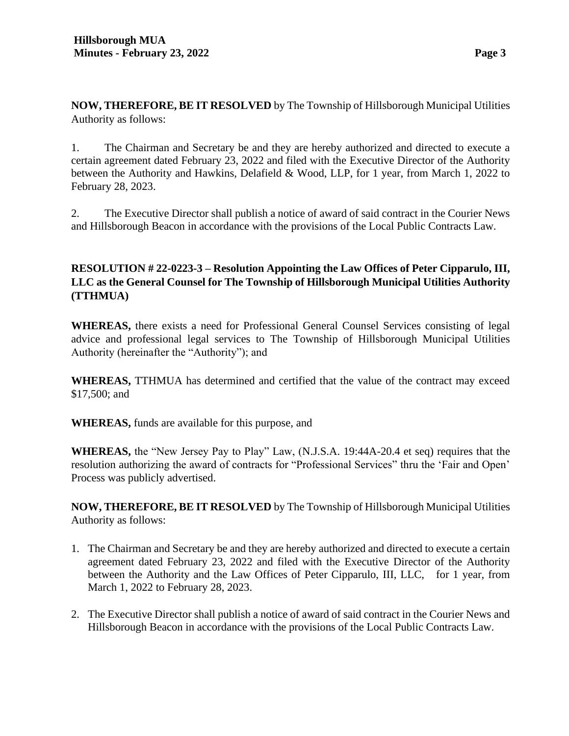**NOW, THEREFORE, BE IT RESOLVED** by The Township of Hillsborough Municipal Utilities Authority as follows:

1. The Chairman and Secretary be and they are hereby authorized and directed to execute a certain agreement dated February 23, 2022 and filed with the Executive Director of the Authority between the Authority and Hawkins, Delafield & Wood, LLP, for 1 year, from March 1, 2022 to February 28, 2023.

2. The Executive Director shall publish a notice of award of said contract in the Courier News and Hillsborough Beacon in accordance with the provisions of the Local Public Contracts Law.

**RESOLUTION # 22-0223-3 – Resolution Appointing the Law Offices of Peter Cipparulo, III, LLC as the General Counsel for The Township of Hillsborough Municipal Utilities Authority (TTHMUA)**

**WHEREAS,** there exists a need for Professional General Counsel Services consisting of legal advice and professional legal services to The Township of Hillsborough Municipal Utilities Authority (hereinafter the "Authority"); and

**WHEREAS,** TTHMUA has determined and certified that the value of the contract may exceed $17,500; and

**WHEREAS,** funds are available for this purpose, and

**WHEREAS,** the "New Jersey Pay to Play" Law, (N.J.S.A. 19:44A-20.4 et seq) requires that the resolution authorizing the award of contracts for "Professional Services" thru the 'Fair and Open' Process was publicly advertised.

**NOW, THEREFORE, BE IT RESOLVED** by The Township of Hillsborough Municipal Utilities Authority as follows:

1. The Chairman and Secretary be and they are hereby authorized and directed to execute a certain agreement dated February 23, 2022 and filed with the Executive Director of the Authority between the Authority and the Law Offices of Peter Cipparulo, III, LLC, for 1 year, from March 1, 2022 to February 28, 2023.
2. The Executive Director shall publish a notice of award of said contract in the Courier News and Hillsborough Beacon in accordance with the provisions of the Local Public Contracts Law.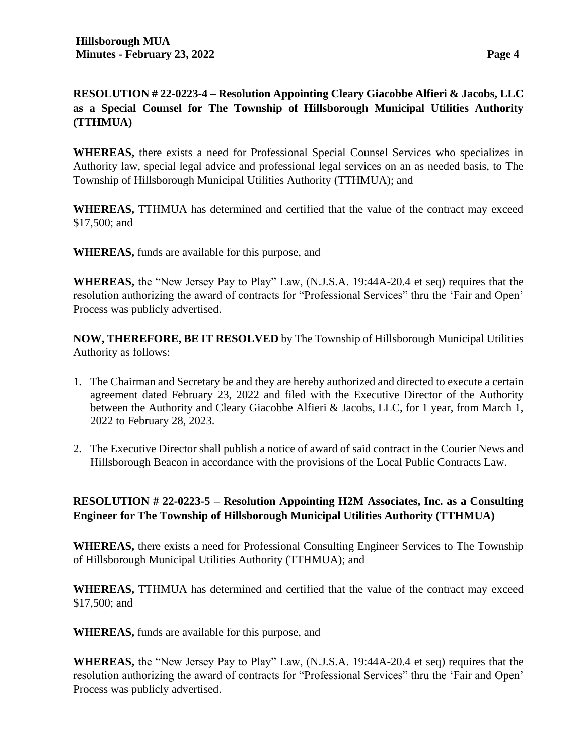**RESOLUTION # 22-0223-4 – Resolution Appointing Cleary Giacobbe Alfieri & Jacobs, LLC as a Special Counsel for The Township of Hillsborough Municipal Utilities Authority (TTHMUA)**

**WHEREAS,** there exists a need for Professional Special Counsel Services who specializes in Authority law, special legal advice and professional legal services on an as needed basis, to The Township of Hillsborough Municipal Utilities Authority (TTHMUA); and

**WHEREAS,** TTHMUA has determined and certified that the value of the contract may exceed $17,500; and

**WHEREAS,** funds are available for this purpose, and

**WHEREAS,** the "New Jersey Pay to Play" Law, (N.J.S.A. 19:44A-20.4 et seq) requires that the resolution authorizing the award of contracts for "Professional Services" thru the 'Fair and Open' Process was publicly advertised.

**NOW, THEREFORE, BE IT RESOLVED** by The Township of Hillsborough Municipal Utilities Authority as follows:

1. The Chairman and Secretary be and they are hereby authorized and directed to execute a certain agreement dated February 23, 2022 and filed with the Executive Director of the Authority between the Authority and Cleary Giacobbe Alfieri & Jacobs, LLC, for 1 year, from March 1, 2022 to February 28, 2023.
2. The Executive Director shall publish a notice of award of said contract in the Courier News and Hillsborough Beacon in accordance with the provisions of the Local Public Contracts Law.

**RESOLUTION # 22-0223-5 – Resolution Appointing H2M Associates, Inc. as a Consulting Engineer for The Township of Hillsborough Municipal Utilities Authority (TTHMUA)**

**WHEREAS,** there exists a need for Professional Consulting Engineer Services to The Township of Hillsborough Municipal Utilities Authority (TTHMUA); and

**WHEREAS,** TTHMUA has determined and certified that the value of the contract may exceed $17,500; and

**WHEREAS,** funds are available for this purpose, and

**WHEREAS,** the "New Jersey Pay to Play" Law, (N.J.S.A. 19:44A-20.4 et seq) requires that the resolution authorizing the award of contracts for "Professional Services" thru the 'Fair and Open' Process was publicly advertised.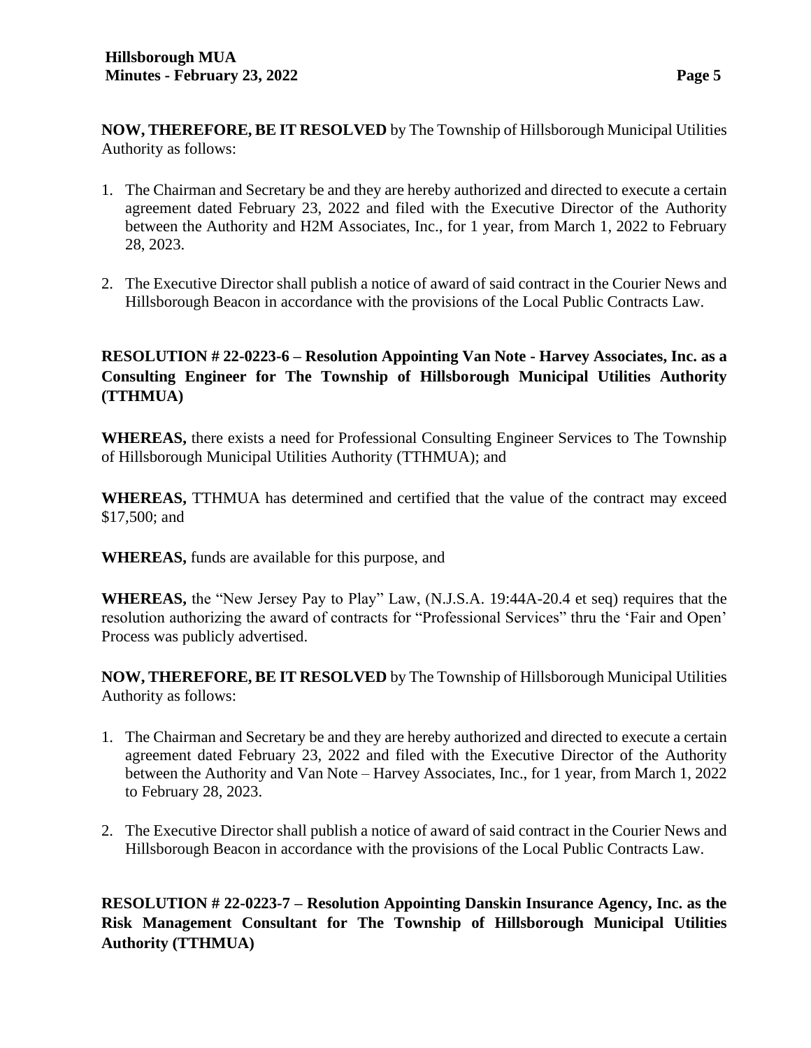**NOW, THEREFORE, BE IT RESOLVED** by The Township of Hillsborough Municipal Utilities Authority as follows:

1. The Chairman and Secretary be and they are hereby authorized and directed to execute a certain agreement dated February 23, 2022 and filed with the Executive Director of the Authority between the Authority and H2M Associates, Inc., for 1 year, from March 1, 2022 to February 28, 2023.

2. The Executive Director shall publish a notice of award of said contract in the Courier News and Hillsborough Beacon in accordance with the provisions of the Local Public Contracts Law.

**RESOLUTION # 22-0223-6 – Resolution Appointing Van Note - Harvey Associates, Inc. as a Consulting Engineer for The Township of Hillsborough Municipal Utilities Authority (TTHMUA)**

**WHEREAS,** there exists a need for Professional Consulting Engineer Services to The Township of Hillsborough Municipal Utilities Authority (TTHMUA); and

**WHEREAS,** TTHMUA has determined and certified that the value of the contract may exceed $17,500; and

**WHEREAS,** funds are available for this purpose, and

**WHEREAS,** the "New Jersey Pay to Play" Law, (N.J.S.A. 19:44A-20.4 et seq) requires that the resolution authorizing the award of contracts for "Professional Services" thru the 'Fair and Open' Process was publicly advertised.

**NOW, THEREFORE, BE IT RESOLVED** by The Township of Hillsborough Municipal Utilities Authority as follows:

1. The Chairman and Secretary be and they are hereby authorized and directed to execute a certain agreement dated February 23, 2022 and filed with the Executive Director of the Authority between the Authority and Van Note – Harvey Associates, Inc., for 1 year, from March 1, 2022 to February 28, 2023.

2. The Executive Director shall publish a notice of award of said contract in the Courier News and Hillsborough Beacon in accordance with the provisions of the Local Public Contracts Law.

**RESOLUTION # 22-0223-7 – Resolution Appointing Danskin Insurance Agency, Inc. as the Risk Management Consultant for The Township of Hillsborough Municipal Utilities Authority (TTHMUA)**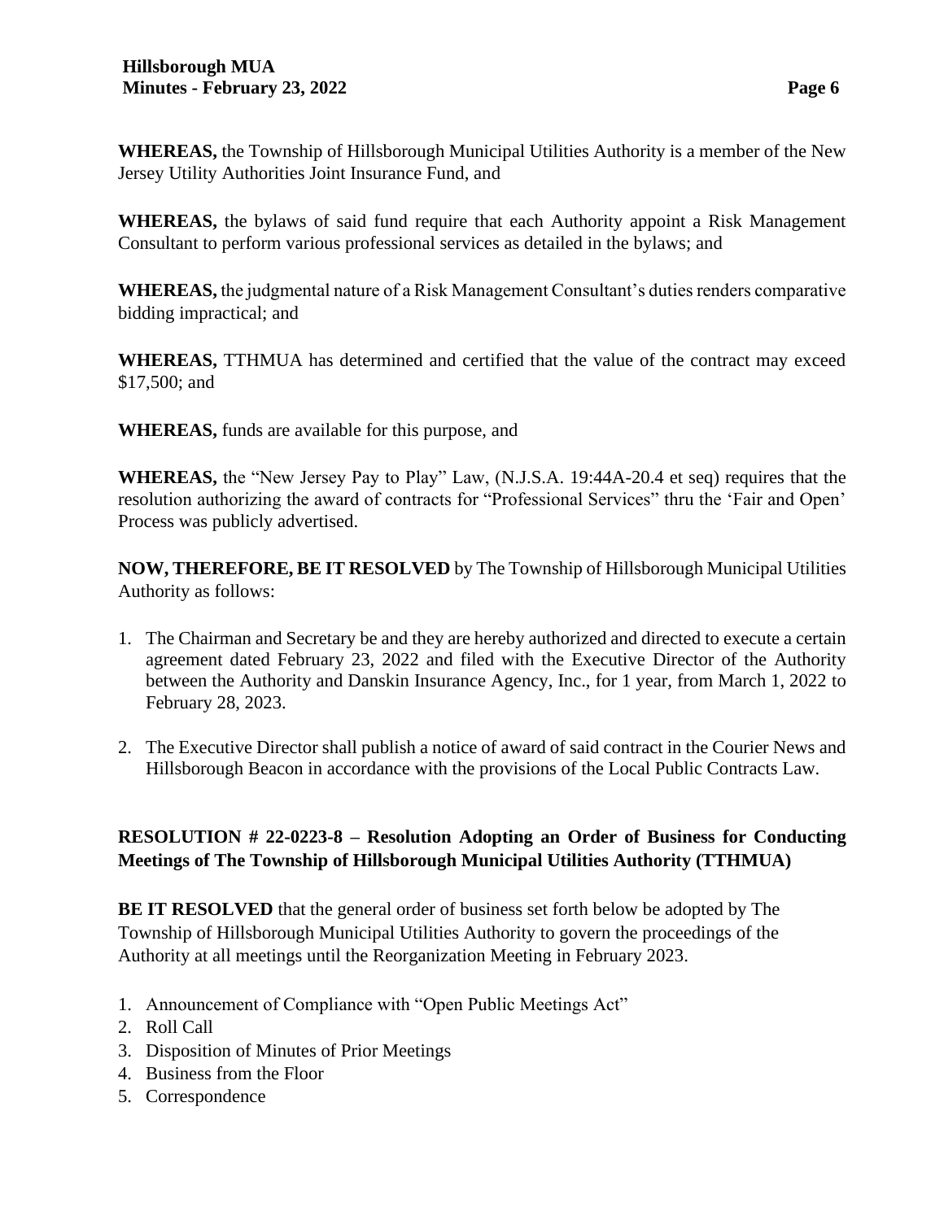**WHEREAS,** the Township of Hillsborough Municipal Utilities Authority is a member of the New Jersey Utility Authorities Joint Insurance Fund, and

**WHEREAS,** the bylaws of said fund require that each Authority appoint a Risk Management Consultant to perform various professional services as detailed in the bylaws; and

**WHEREAS,** the judgmental nature of a Risk Management Consultant's duties renders comparative bidding impractical; and

**WHEREAS,** TTHMUA has determined and certified that the value of the contract may exceed $17,500; and

**WHEREAS,** funds are available for this purpose, and

**WHEREAS,** the "New Jersey Pay to Play" Law, (N.J.S.A. 19:44A-20.4 et seq) requires that the resolution authorizing the award of contracts for "Professional Services" thru the 'Fair and Open' Process was publicly advertised.

**NOW, THEREFORE, BE IT RESOLVED** by The Township of Hillsborough Municipal Utilities Authority as follows:

1. The Chairman and Secretary be and they are hereby authorized and directed to execute a certain agreement dated February 23, 2022 and filed with the Executive Director of the Authority between the Authority and Danskin Insurance Agency, Inc., for 1 year, from March 1, 2022 to February 28, 2023.
2. The Executive Director shall publish a notice of award of said contract in the Courier News and Hillsborough Beacon in accordance with the provisions of the Local Public Contracts Law.

**RESOLUTION # 22-0223-8 – Resolution Adopting an Order of Business for Conducting Meetings of The Township of Hillsborough Municipal Utilities Authority (TTHMUA)**

**BE IT RESOLVED** that the general order of business set forth below be adopted by The Township of Hillsborough Municipal Utilities Authority to govern the proceedings of the Authority at all meetings until the Reorganization Meeting in February 2023.

1. Announcement of Compliance with "Open Public Meetings Act"
2. Roll Call
3. Disposition of Minutes of Prior Meetings
4. Business from the Floor
5. Correspondence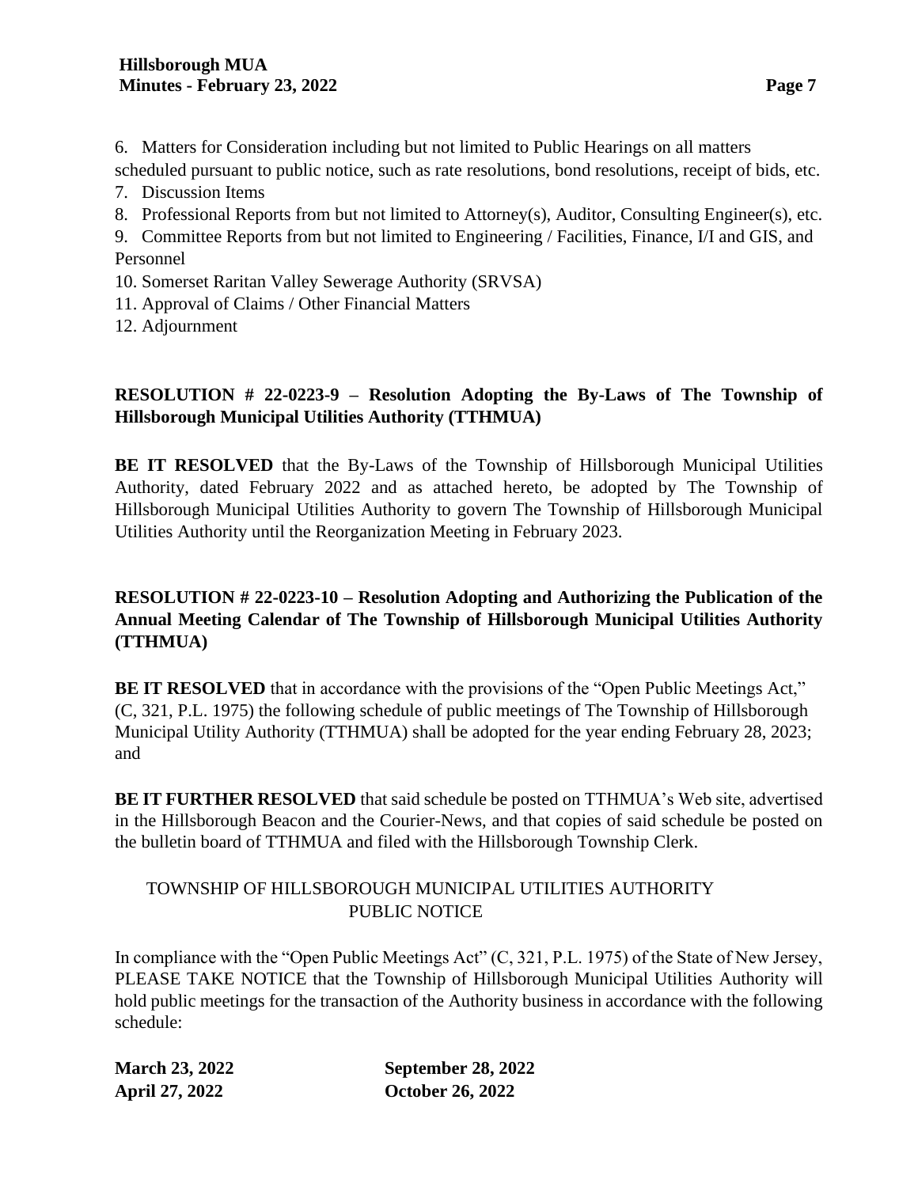6. Matters for Consideration including but not limited to Public Hearings on all matters scheduled pursuant to public notice, such as rate resolutions, bond resolutions, receipt of bids, etc.
7. Discussion Items
8. Professional Reports from but not limited to Attorney(s), Auditor, Consulting Engineer(s), etc.
9. Committee Reports from but not limited to Engineering / Facilities, Finance, I/I and GIS, and Personnel
10. Somerset Raritan Valley Sewerage Authority (SRVSA)
11. Approval of Claims / Other Financial Matters
12. Adjournment

**RESOLUTION # 22-0223-9 – Resolution Adopting the By-Laws of The Township of Hillsborough Municipal Utilities Authority (TTHMUA)**

**BE IT RESOLVED** that the By-Laws of the Township of Hillsborough Municipal Utilities Authority, dated February 2022 and as attached hereto, be adopted by The Township of Hillsborough Municipal Utilities Authority to govern The Township of Hillsborough Municipal Utilities Authority until the Reorganization Meeting in February 2023.

**RESOLUTION # 22-0223-10 – Resolution Adopting and Authorizing the Publication of the Annual Meeting Calendar of The Township of Hillsborough Municipal Utilities Authority (TTHMUA)**

**BE IT RESOLVED** that in accordance with the provisions of the "Open Public Meetings Act," (C, 321, P.L. 1975) the following schedule of public meetings of The Township of Hillsborough Municipal Utility Authority (TTHMUA) shall be adopted for the year ending February 28, 2023; and

**BE IT FURTHER RESOLVED** that said schedule be posted on TTHMUA's Web site, advertised in the Hillsborough Beacon and the Courier-News, and that copies of said schedule be posted on the bulletin board of TTHMUA and filed with the Hillsborough Township Clerk.

TOWNSHIP OF HILLSBOROUGH MUNICIPAL UTILITIES AUTHORITY
PUBLIC NOTICE

In compliance with the "Open Public Meetings Act" (C, 321, P.L. 1975) of the State of New Jersey, PLEASE TAKE NOTICE that the Township of Hillsborough Municipal Utilities Authority will hold public meetings for the transaction of the Authority business in accordance with the following schedule:

**March 23, 2022** **September 28, 2022**
**April 27, 2022** **October 26, 2022**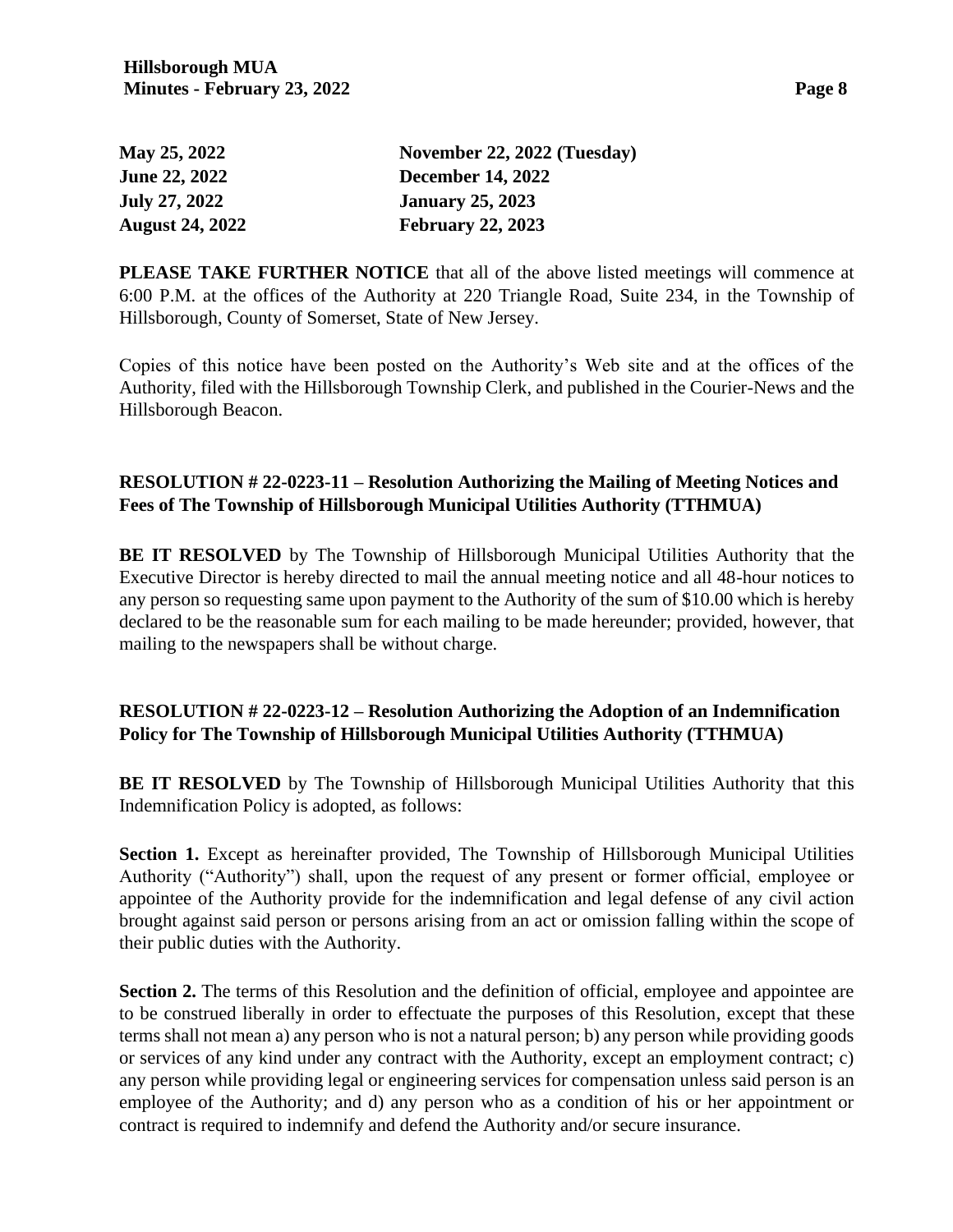| | |
|---|---|
| **May 25, 2022** | **November 22, 2022 (Tuesday)** |
| **June 22, 2022** | **December 14, 2022** |
| **July 27, 2022** | **January 25, 2023** |
| **August 24, 2022** | **February 22, 2023** |

**PLEASE TAKE FURTHER NOTICE** that all of the above listed meetings will commence at 6:00 P.M. at the offices of the Authority at 220 Triangle Road, Suite 234, in the Township of Hillsborough, County of Somerset, State of New Jersey.

Copies of this notice have been posted on the Authority's Web site and at the offices of the Authority, filed with the Hillsborough Township Clerk, and published in the Courier-News and the Hillsborough Beacon.

**RESOLUTION # 22-0223-11 – Resolution Authorizing the Mailing of Meeting Notices and Fees of The Township of Hillsborough Municipal Utilities Authority (TTHMUA)**

**BE IT RESOLVED** by The Township of Hillsborough Municipal Utilities Authority that the Executive Director is hereby directed to mail the annual meeting notice and all 48-hour notices to any person so requesting same upon payment to the Authority of the sum of $10.00 which is hereby declared to be the reasonable sum for each mailing to be made hereunder; provided, however, that mailing to the newspapers shall be without charge.

**RESOLUTION # 22-0223-12 – Resolution Authorizing the Adoption of an Indemnification Policy for The Township of Hillsborough Municipal Utilities Authority (TTHMUA)**

**BE IT RESOLVED** by The Township of Hillsborough Municipal Utilities Authority that this Indemnification Policy is adopted, as follows:

**Section 1.** Except as hereinafter provided, The Township of Hillsborough Municipal Utilities Authority ("Authority") shall, upon the request of any present or former official, employee or appointee of the Authority provide for the indemnification and legal defense of any civil action brought against said person or persons arising from an act or omission falling within the scope of their public duties with the Authority.

**Section 2.** The terms of this Resolution and the definition of official, employee and appointee are to be construed liberally in order to effectuate the purposes of this Resolution, except that these terms shall not mean a) any person who is not a natural person; b) any person while providing goods or services of any kind under any contract with the Authority, except an employment contract; c) any person while providing legal or engineering services for compensation unless said person is an employee of the Authority; and d) any person who as a condition of his or her appointment or contract is required to indemnify and defend the Authority and/or secure insurance.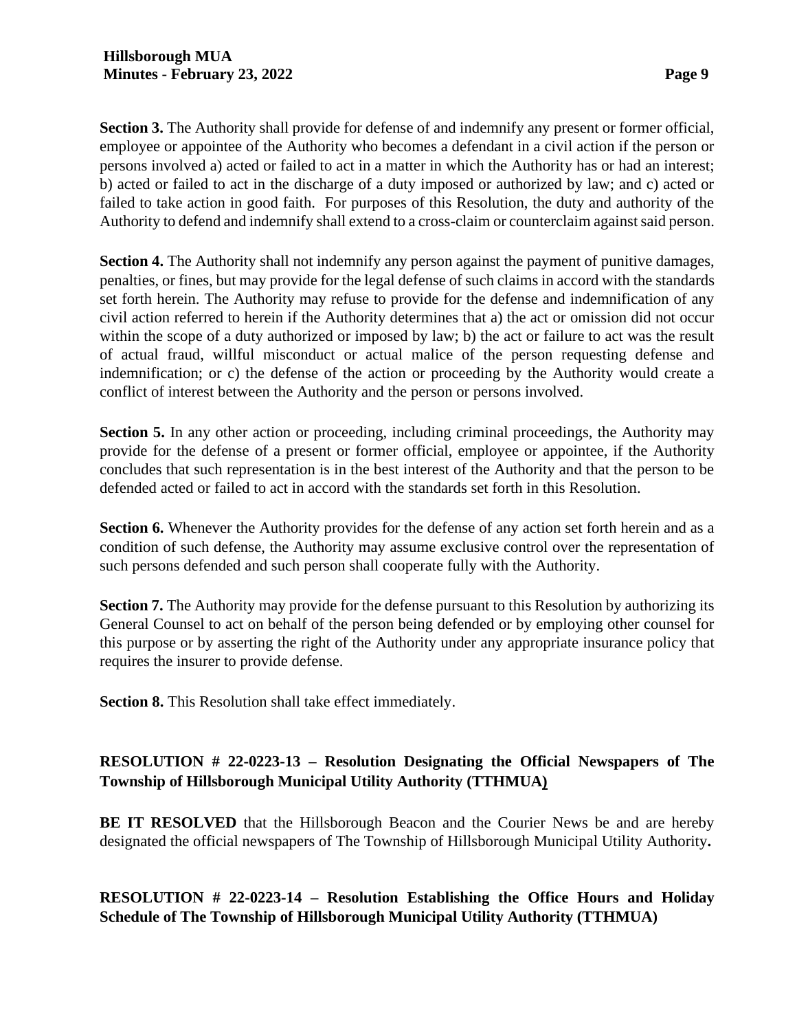**Section 3.** The Authority shall provide for defense of and indemnify any present or former official, employee or appointee of the Authority who becomes a defendant in a civil action if the person or persons involved a) acted or failed to act in a matter in which the Authority has or had an interest; b) acted or failed to act in the discharge of a duty imposed or authorized by law; and c) acted or failed to take action in good faith. For purposes of this Resolution, the duty and authority of the Authority to defend and indemnify shall extend to a cross-claim or counterclaim against said person.

**Section 4.** The Authority shall not indemnify any person against the payment of punitive damages, penalties, or fines, but may provide for the legal defense of such claims in accord with the standards set forth herein. The Authority may refuse to provide for the defense and indemnification of any civil action referred to herein if the Authority determines that a) the act or omission did not occur within the scope of a duty authorized or imposed by law; b) the act or failure to act was the result of actual fraud, willful misconduct or actual malice of the person requesting defense and indemnification; or c) the defense of the action or proceeding by the Authority would create a conflict of interest between the Authority and the person or persons involved.

**Section 5.** In any other action or proceeding, including criminal proceedings, the Authority may provide for the defense of a present or former official, employee or appointee, if the Authority concludes that such representation is in the best interest of the Authority and that the person to be defended acted or failed to act in accord with the standards set forth in this Resolution.

**Section 6.** Whenever the Authority provides for the defense of any action set forth herein and as a condition of such defense, the Authority may assume exclusive control over the representation of such persons defended and such person shall cooperate fully with the Authority.

**Section 7.** The Authority may provide for the defense pursuant to this Resolution by authorizing its General Counsel to act on behalf of the person being defended or by employing other counsel for this purpose or by asserting the right of the Authority under any appropriate insurance policy that requires the insurer to provide defense.

**Section 8.** This Resolution shall take effect immediately.

**RESOLUTION # 22-0223-13 – Resolution Designating the Official Newspapers of The Township of Hillsborough Municipal Utility Authority (TTHMUA)**

**BE IT RESOLVED** that the Hillsborough Beacon and the Courier News be and are hereby designated the official newspapers of The Township of Hillsborough Municipal Utility Authority**.**

**RESOLUTION # 22-0223-14 – Resolution Establishing the Office Hours and Holiday Schedule of The Township of Hillsborough Municipal Utility Authority (TTHMUA)**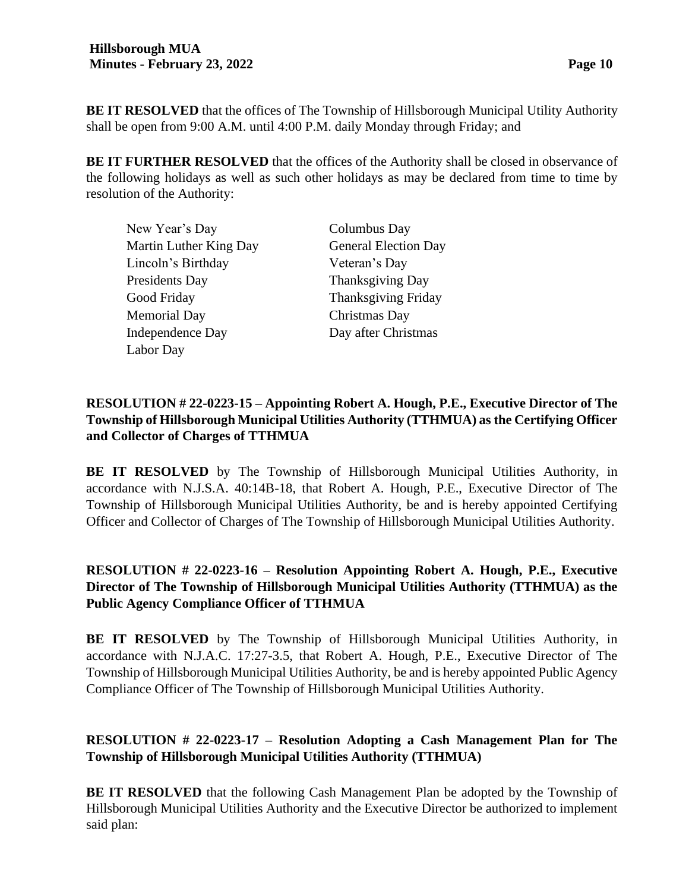**BE IT RESOLVED** that the offices of The Township of Hillsborough Municipal Utility Authority shall be open from 9:00 A.M. until 4:00 P.M. daily Monday through Friday; and

**BE IT FURTHER RESOLVED** that the offices of the Authority shall be closed in observance of the following holidays as well as such other holidays as may be declared from time to time by resolution of the Authority:

- New Year's Day
- Martin Luther King Day
- Lincoln's Birthday
- Presidents Day
- Good Friday
- Memorial Day
- Independence Day
- Labor Day
- Columbus Day
- General Election Day
- Veteran's Day
- Thanksgiving Day
- Thanksgiving Friday
- Christmas Day
- Day after Christmas

**RESOLUTION # 22-0223-15 – Appointing Robert A. Hough, P.E., Executive Director of The Township of Hillsborough Municipal Utilities Authority (TTHMUA) as the Certifying Officer and Collector of Charges of TTHMUA**

**BE IT RESOLVED** by The Township of Hillsborough Municipal Utilities Authority, in accordance with N.J.S.A. 40:14B-18, that Robert A. Hough, P.E., Executive Director of The Township of Hillsborough Municipal Utilities Authority, be and is hereby appointed Certifying Officer and Collector of Charges of The Township of Hillsborough Municipal Utilities Authority.

**RESOLUTION # 22-0223-16 – Resolution Appointing Robert A. Hough, P.E., Executive Director of The Township of Hillsborough Municipal Utilities Authority (TTHMUA) as the Public Agency Compliance Officer of TTHMUA**

**BE IT RESOLVED** by The Township of Hillsborough Municipal Utilities Authority, in accordance with N.J.A.C. 17:27-3.5, that Robert A. Hough, P.E., Executive Director of The Township of Hillsborough Municipal Utilities Authority, be and is hereby appointed Public Agency Compliance Officer of The Township of Hillsborough Municipal Utilities Authority.

**RESOLUTION # 22-0223-17 – Resolution Adopting a Cash Management Plan for The Township of Hillsborough Municipal Utilities Authority (TTHMUA)**

**BE IT RESOLVED** that the following Cash Management Plan be adopted by the Township of Hillsborough Municipal Utilities Authority and the Executive Director be authorized to implement said plan: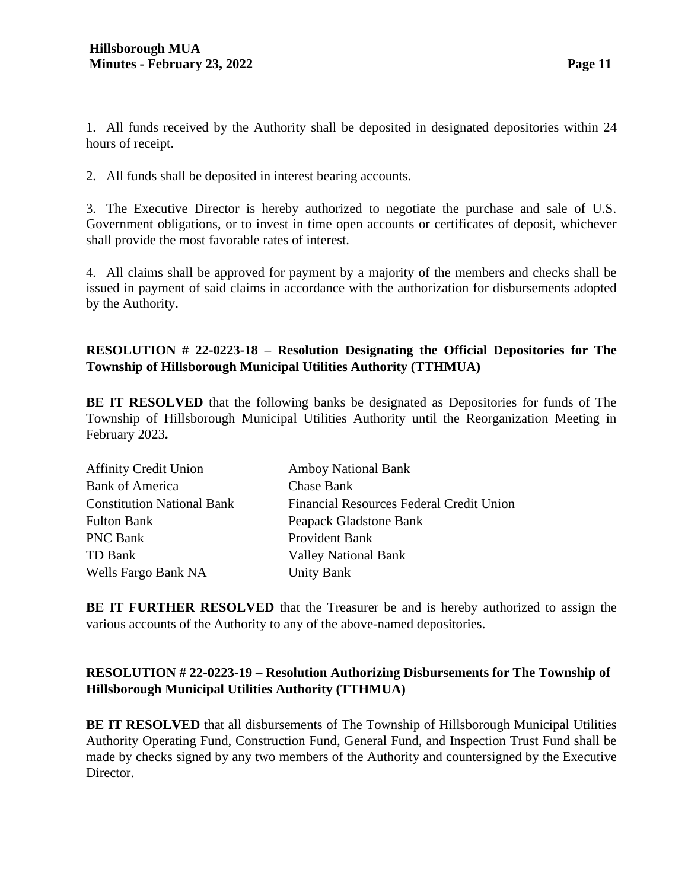1. All funds received by the Authority shall be deposited in designated depositories within 24 hours of receipt.

2. All funds shall be deposited in interest bearing accounts.

3. The Executive Director is hereby authorized to negotiate the purchase and sale of U.S. Government obligations, or to invest in time open accounts or certificates of deposit, whichever shall provide the most favorable rates of interest.

4. All claims shall be approved for payment by a majority of the members and checks shall be issued in payment of said claims in accordance with the authorization for disbursements adopted by the Authority.

**RESOLUTION # 22-0223-18 – Resolution Designating the Official Depositories for The Township of Hillsborough Municipal Utilities Authority (TTHMUA)**

**BE IT RESOLVED** that the following banks be designated as Depositories for funds of The Township of Hillsborough Municipal Utilities Authority until the Reorganization Meeting in February 2023**.**

| | |
|---|---|
| Affinity Credit Union | Amboy National Bank |
| Bank of America | Chase Bank |
| Constitution National Bank | Financial Resources Federal Credit Union |
| Fulton Bank | Peapack Gladstone Bank |
| PNC Bank | Provident Bank |
| TD Bank | Valley National Bank |
| Wells Fargo Bank NA | Unity Bank |

**BE IT FURTHER RESOLVED** that the Treasurer be and is hereby authorized to assign the various accounts of the Authority to any of the above-named depositories.

**RESOLUTION # 22-0223-19 – Resolution Authorizing Disbursements for The Township of Hillsborough Municipal Utilities Authority (TTHMUA)**

**BE IT RESOLVED** that all disbursements of The Township of Hillsborough Municipal Utilities Authority Operating Fund, Construction Fund, General Fund, and Inspection Trust Fund shall be made by checks signed by any two members of the Authority and countersigned by the Executive Director.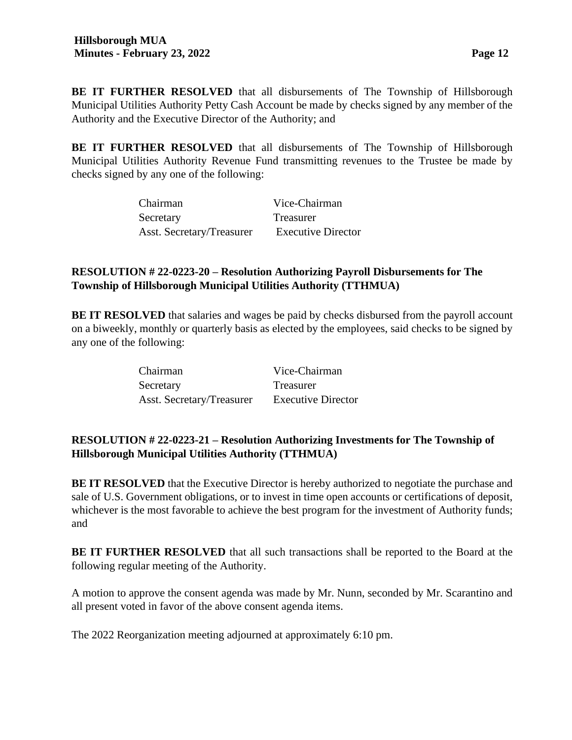**BE IT FURTHER RESOLVED** that all disbursements of The Township of Hillsborough Municipal Utilities Authority Petty Cash Account be made by checks signed by any member of the Authority and the Executive Director of the Authority; and

**BE IT FURTHER RESOLVED** that all disbursements of The Township of Hillsborough Municipal Utilities Authority Revenue Fund transmitting revenues to the Trustee be made by checks signed by any one of the following:

| | |
|---|---|
| Chairman | Vice-Chairman |
| Secretary | Treasurer |
| Asst. Secretary/Treasurer | Executive Director |

**RESOLUTION # 22-0223-20 – Resolution Authorizing Payroll Disbursements for The Township of Hillsborough Municipal Utilities Authority (TTHMUA)**

**BE IT RESOLVED** that salaries and wages be paid by checks disbursed from the payroll account on a biweekly, monthly or quarterly basis as elected by the employees, said checks to be signed by any one of the following:

| | |
|---|---|
| Chairman | Vice-Chairman |
| Secretary | Treasurer |
| Asst. Secretary/Treasurer | Executive Director |

**RESOLUTION # 22-0223-21 – Resolution Authorizing Investments for The Township of Hillsborough Municipal Utilities Authority (TTHMUA)**

**BE IT RESOLVED** that the Executive Director is hereby authorized to negotiate the purchase and sale of U.S. Government obligations, or to invest in time open accounts or certifications of deposit, whichever is the most favorable to achieve the best program for the investment of Authority funds; and

**BE IT FURTHER RESOLVED** that all such transactions shall be reported to the Board at the following regular meeting of the Authority.

A motion to approve the consent agenda was made by Mr. Nunn, seconded by Mr. Scarantino and all present voted in favor of the above consent agenda items.

The 2022 Reorganization meeting adjourned at approximately 6:10 pm.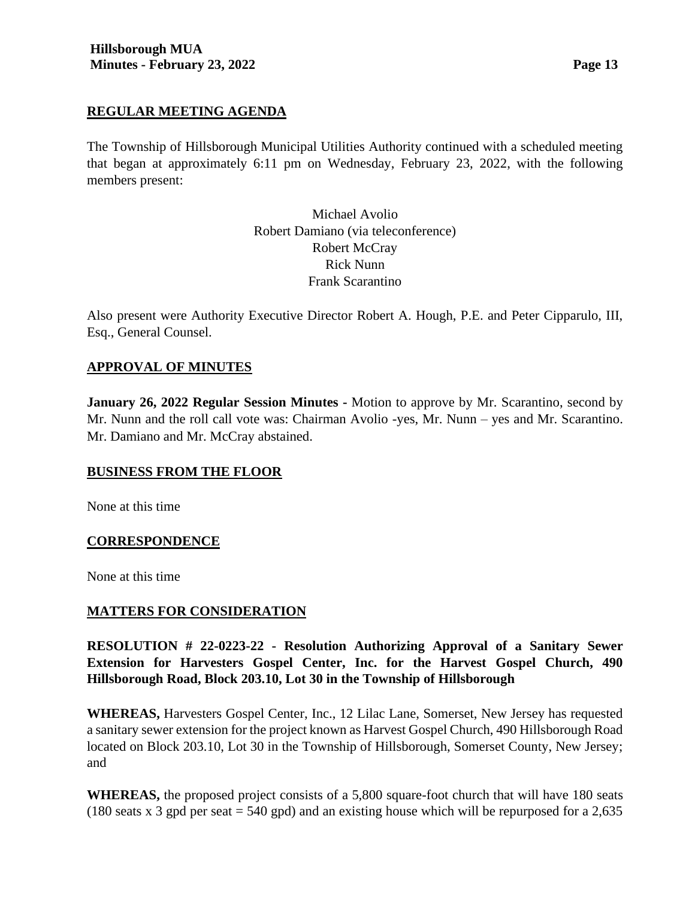## REGULAR MEETING AGENDA

The Township of Hillsborough Municipal Utilities Authority continued with a scheduled meeting that began at approximately 6:11 pm on Wednesday, February 23, 2022, with the following members present:

Michael Avolio
Robert Damiano (via teleconference)
Robert McCray
Rick Nunn
Frank Scarantino

Also present were Authority Executive Director Robert A. Hough, P.E. and Peter Cipparulo, III, Esq., General Counsel.

## APPROVAL OF MINUTES

**January 26, 2022 Regular Session Minutes -** Motion to approve by Mr. Scarantino, second by Mr. Nunn and the roll call vote was: Chairman Avolio -yes, Mr. Nunn – yes and Mr. Scarantino. Mr. Damiano and Mr. McCray abstained.

## BUSINESS FROM THE FLOOR

None at this time

## CORRESPONDENCE

None at this time

## MATTERS FOR CONSIDERATION

**RESOLUTION # 22-0223-22 - Resolution Authorizing Approval of a Sanitary Sewer Extension for Harvesters Gospel Center, Inc. for the Harvest Gospel Church, 490 Hillsborough Road, Block 203.10, Lot 30 in the Township of Hillsborough**

**WHEREAS,** Harvesters Gospel Center, Inc., 12 Lilac Lane, Somerset, New Jersey has requested a sanitary sewer extension for the project known as Harvest Gospel Church, 490 Hillsborough Road located on Block 203.10, Lot 30 in the Township of Hillsborough, Somerset County, New Jersey; and

**WHEREAS,** the proposed project consists of a 5,800 square-foot church that will have 180 seats (180 seats x 3 gpd per seat = 540 gpd) and an existing house which will be repurposed for a 2,635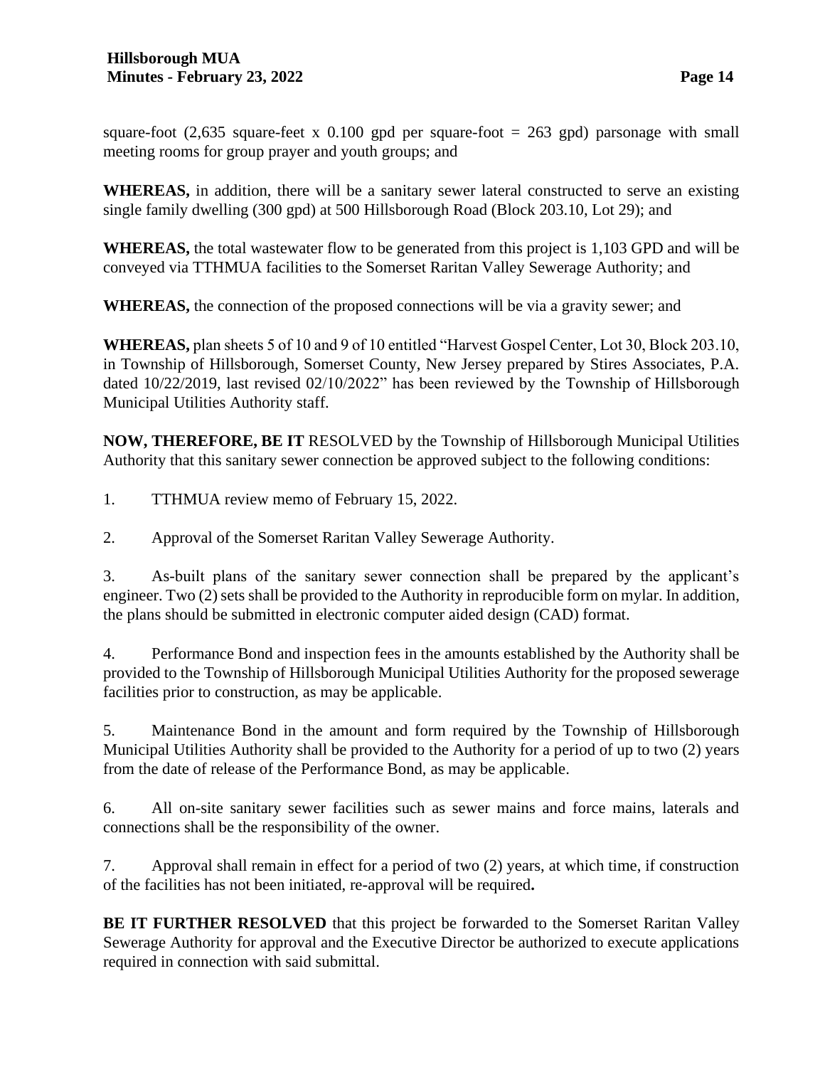square-foot (2,635 square-feet x 0.100 gpd per square-foot = 263 gpd) parsonage with small meeting rooms for group prayer and youth groups; and

**WHEREAS,** in addition, there will be a sanitary sewer lateral constructed to serve an existing single family dwelling (300 gpd) at 500 Hillsborough Road (Block 203.10, Lot 29); and

**WHEREAS,** the total wastewater flow to be generated from this project is 1,103 GPD and will be conveyed via TTHMUA facilities to the Somerset Raritan Valley Sewerage Authority; and

**WHEREAS,** the connection of the proposed connections will be via a gravity sewer; and

**WHEREAS,** plan sheets 5 of 10 and 9 of 10 entitled "Harvest Gospel Center, Lot 30, Block 203.10, in Township of Hillsborough, Somerset County, New Jersey prepared by Stires Associates, P.A. dated 10/22/2019, last revised 02/10/2022" has been reviewed by the Township of Hillsborough Municipal Utilities Authority staff.

**NOW, THEREFORE, BE IT** RESOLVED by the Township of Hillsborough Municipal Utilities Authority that this sanitary sewer connection be approved subject to the following conditions:

1. TTHMUA review memo of February 15, 2022.

2. Approval of the Somerset Raritan Valley Sewerage Authority.

3. As-built plans of the sanitary sewer connection shall be prepared by the applicant's engineer. Two (2) sets shall be provided to the Authority in reproducible form on mylar. In addition, the plans should be submitted in electronic computer aided design (CAD) format.

4. Performance Bond and inspection fees in the amounts established by the Authority shall be provided to the Township of Hillsborough Municipal Utilities Authority for the proposed sewerage facilities prior to construction, as may be applicable.

5. Maintenance Bond in the amount and form required by the Township of Hillsborough Municipal Utilities Authority shall be provided to the Authority for a period of up to two (2) years from the date of release of the Performance Bond, as may be applicable.

6. All on-site sanitary sewer facilities such as sewer mains and force mains, laterals and connections shall be the responsibility of the owner.

7. Approval shall remain in effect for a period of two (2) years, at which time, if construction of the facilities has not been initiated, re-approval will be required**.**

**BE IT FURTHER RESOLVED** that this project be forwarded to the Somerset Raritan Valley Sewerage Authority for approval and the Executive Director be authorized to execute applications required in connection with said submittal.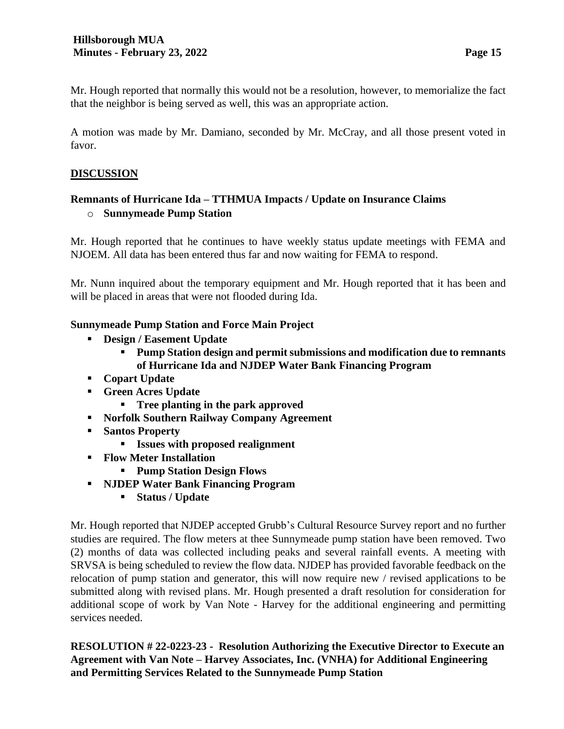Mr. Hough reported that normally this would not be a resolution, however, to memorialize the fact that the neighbor is being served as well, this was an appropriate action.

A motion was made by Mr. Damiano, seconded by Mr. McCray, and all those present voted in favor.

## DISCUSSION

**Remnants of Hurricane Ida – TTHMUA Impacts / Update on Insurance Claims**

- **Sunnymeade Pump Station**

Mr. Hough reported that he continues to have weekly status update meetings with FEMA and NJOEM. All data has been entered thus far and now waiting for FEMA to respond.

Mr. Nunn inquired about the temporary equipment and Mr. Hough reported that it has been and will be placed in areas that were not flooded during Ida.

**Sunnymeade Pump Station and Force Main Project**

- **Design / Easement Update**
  - **Pump Station design and permit submissions and modification due to remnants of Hurricane Ida and NJDEP Water Bank Financing Program**
- **Copart Update**
- **Green Acres Update**
  - **Tree planting in the park approved**
- **Norfolk Southern Railway Company Agreement**
- **Santos Property**
  - **Issues with proposed realignment**
- **Flow Meter Installation**
  - **Pump Station Design Flows**
- **NJDEP Water Bank Financing Program**
  - **Status / Update**

Mr. Hough reported that NJDEP accepted Grubb's Cultural Resource Survey report and no further studies are required. The flow meters at thee Sunnymeade pump station have been removed. Two (2) months of data was collected including peaks and several rainfall events. A meeting with SRVSA is being scheduled to review the flow data. NJDEP has provided favorable feedback on the relocation of pump station and generator, this will now require new / revised applications to be submitted along with revised plans. Mr. Hough presented a draft resolution for consideration for additional scope of work by Van Note - Harvey for the additional engineering and permitting services needed.

**RESOLUTION # 22-0223-23 - Resolution Authorizing the Executive Director to Execute an Agreement with Van Note – Harvey Associates, Inc. (VNHA) for Additional Engineering and Permitting Services Related to the Sunnymeade Pump Station**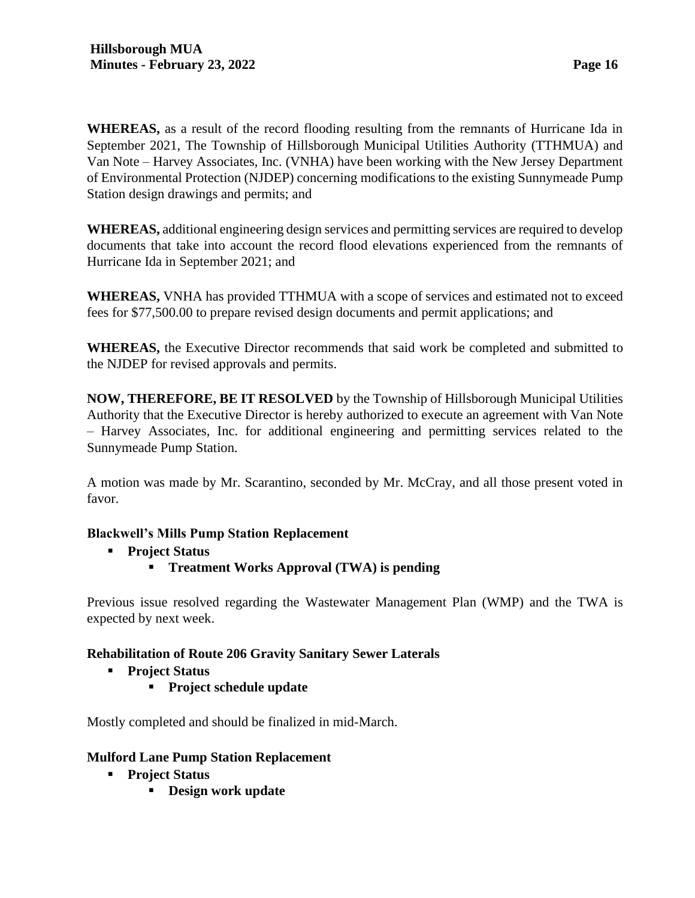**WHEREAS,** as a result of the record flooding resulting from the remnants of Hurricane Ida in September 2021, The Township of Hillsborough Municipal Utilities Authority (TTHMUA) and Van Note – Harvey Associates, Inc. (VNHA) have been working with the New Jersey Department of Environmental Protection (NJDEP) concerning modifications to the existing Sunnymeade Pump Station design drawings and permits; and

**WHEREAS,** additional engineering design services and permitting services are required to develop documents that take into account the record flood elevations experienced from the remnants of Hurricane Ida in September 2021; and

**WHEREAS,** VNHA has provided TTHMUA with a scope of services and estimated not to exceed fees for $77,500.00 to prepare revised design documents and permit applications; and

**WHEREAS,** the Executive Director recommends that said work be completed and submitted to the NJDEP for revised approvals and permits.

**NOW, THEREFORE, BE IT RESOLVED** by the Township of Hillsborough Municipal Utilities Authority that the Executive Director is hereby authorized to execute an agreement with Van Note – Harvey Associates, Inc. for additional engineering and permitting services related to the Sunnymeade Pump Station.

A motion was made by Mr. Scarantino, seconded by Mr. McCray, and all those present voted in favor.

**Blackwell's Mills Pump Station Replacement**

- **Project Status**
  - **Treatment Works Approval (TWA) is pending**

Previous issue resolved regarding the Wastewater Management Plan (WMP) and the TWA is expected by next week.

**Rehabilitation of Route 206 Gravity Sanitary Sewer Laterals**

- **Project Status**
  - **Project schedule update**

Mostly completed and should be finalized in mid-March.

**Mulford Lane Pump Station Replacement**

- **Project Status**
  - **Design work update**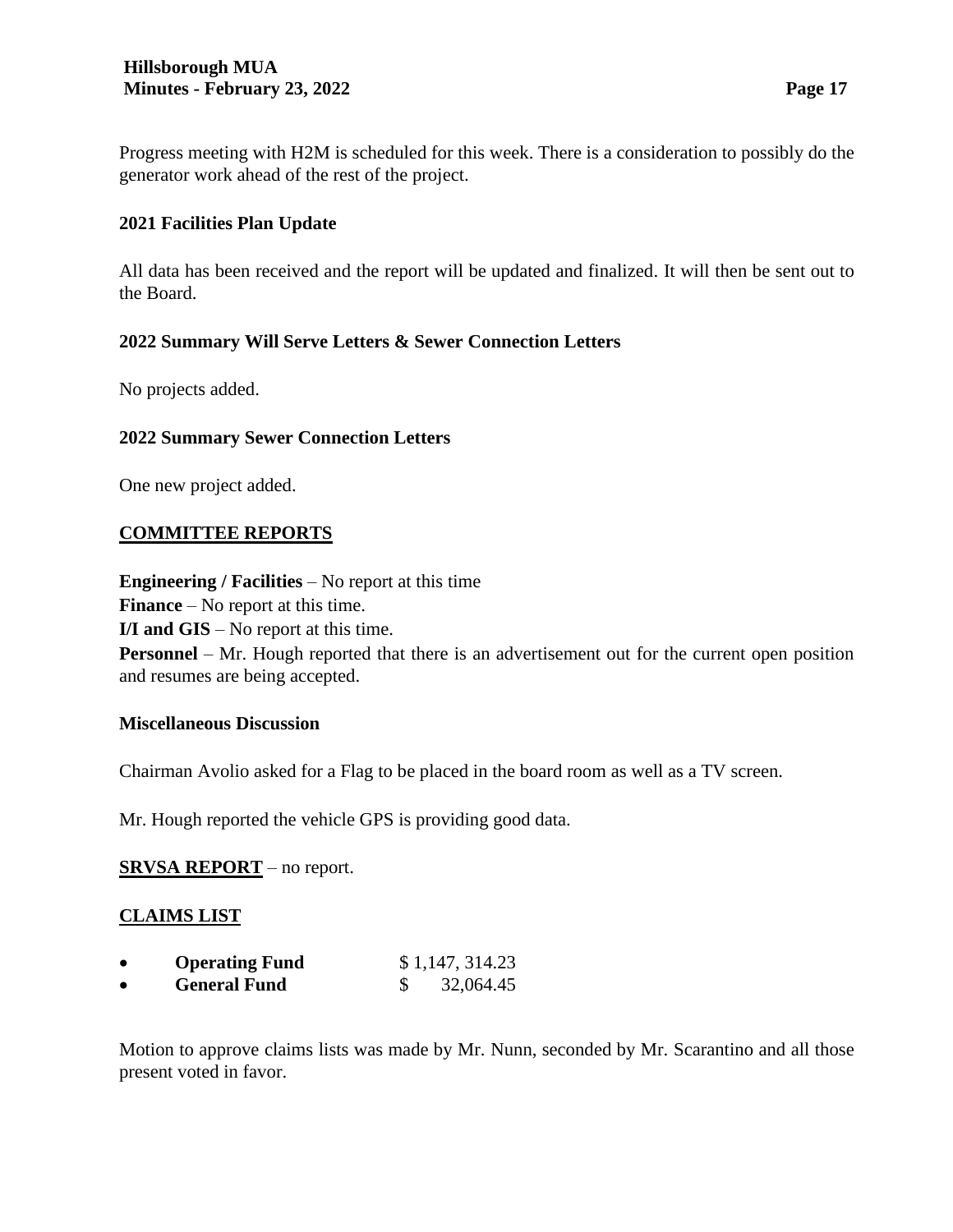Progress meeting with H2M is scheduled for this week. There is a consideration to possibly do the generator work ahead of the rest of the project.

**2021 Facilities Plan Update**

All data has been received and the report will be updated and finalized. It will then be sent out to the Board.

**2022 Summary Will Serve Letters & Sewer Connection Letters**

No projects added.

**2022 Summary Sewer Connection Letters**

One new project added.

## COMMITTEE REPORTS

**Engineering / Facilities** – No report at this time
**Finance** – No report at this time.
**I/I and GIS** – No report at this time.
**Personnel** – Mr. Hough reported that there is an advertisement out for the current open position and resumes are being accepted.

**Miscellaneous Discussion**

Chairman Avolio asked for a Flag to be placed in the board room as well as a TV screen.

Mr. Hough reported the vehicle GPS is providing good data.

**SRVSA REPORT** – no report.

## CLAIMS LIST

- **Operating Fund** $ 1,147, 314.23
- **General Fund** $ 32,064.45

Motion to approve claims lists was made by Mr. Nunn, seconded by Mr. Scarantino and all those present voted in favor.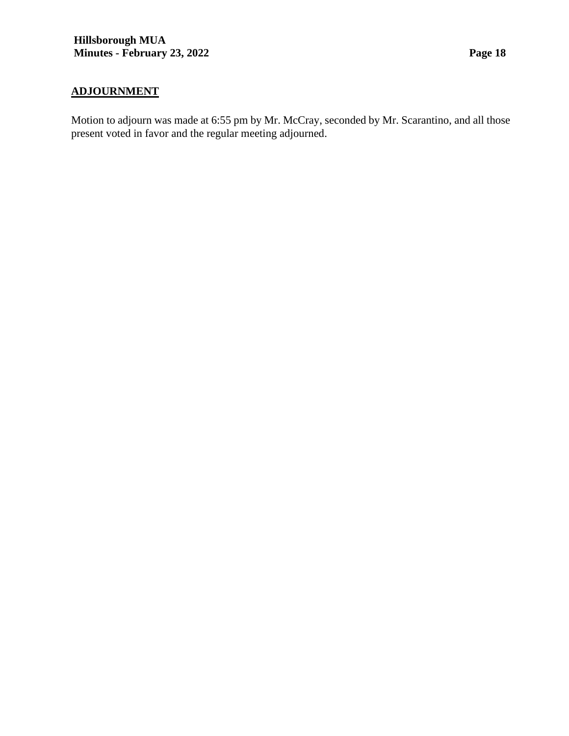## ADJOURNMENT

Motion to adjourn was made at 6:55 pm by Mr. McCray, seconded by Mr. Scarantino, and all those present voted in favor and the regular meeting adjourned.